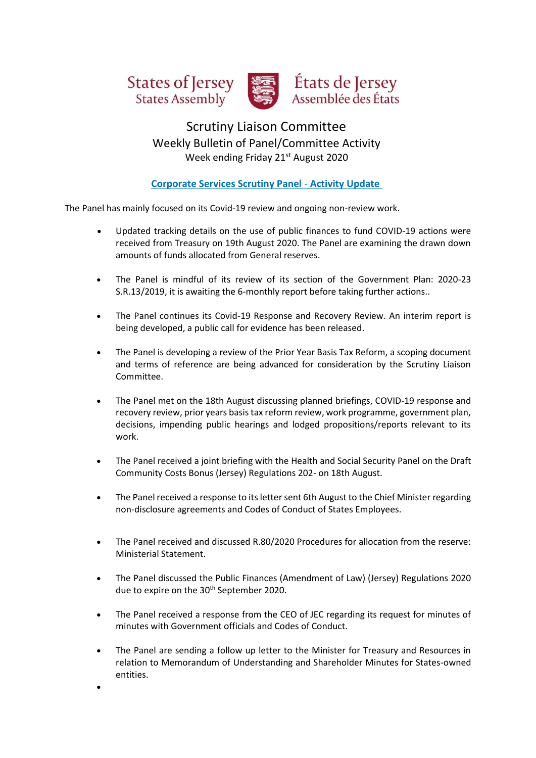States of Jersey
States Assembly

États de Jersey
Assemblée des États

# Scrutiny Liaison Committee

## Weekly Bulletin of Panel/Committee Activity

Week ending Friday 21st August 2020

### Corporate Services Scrutiny Panel - Activity Update

The Panel has mainly focused on its Covid-19 review and ongoing non-review work.

- Updated tracking details on the use of public finances to fund COVID-19 actions were received from Treasury on 19th August 2020. The Panel are examining the drawn down amounts of funds allocated from General reserves.
- The Panel is mindful of its review of its section of the Government Plan: 2020-23 S.R.13/2019, it is awaiting the 6-monthly report before taking further actions..
- The Panel continues its Covid-19 Response and Recovery Review. An interim report is being developed, a public call for evidence has been released.
- The Panel is developing a review of the Prior Year Basis Tax Reform, a scoping document and terms of reference are being advanced for consideration by the Scrutiny Liaison Committee.
- The Panel met on the 18th August discussing planned briefings, COVID-19 response and recovery review, prior years basis tax reform review, work programme, government plan, decisions, impending public hearings and lodged propositions/reports relevant to its work.
- The Panel received a joint briefing with the Health and Social Security Panel on the Draft Community Costs Bonus (Jersey) Regulations 202- on 18th August.
- The Panel received a response to its letter sent 6th August to the Chief Minister regarding non-disclosure agreements and Codes of Conduct of States Employees.
- The Panel received and discussed R.80/2020 Procedures for allocation from the reserve: Ministerial Statement.
- The Panel discussed the Public Finances (Amendment of Law) (Jersey) Regulations 2020 due to expire on the 30th September 2020.
- The Panel received a response from the CEO of JEC regarding its request for minutes of minutes with Government officials and Codes of Conduct.
- The Panel are sending a follow up letter to the Minister for Treasury and Resources in relation to Memorandum of Understanding and Shareholder Minutes for States-owned entities.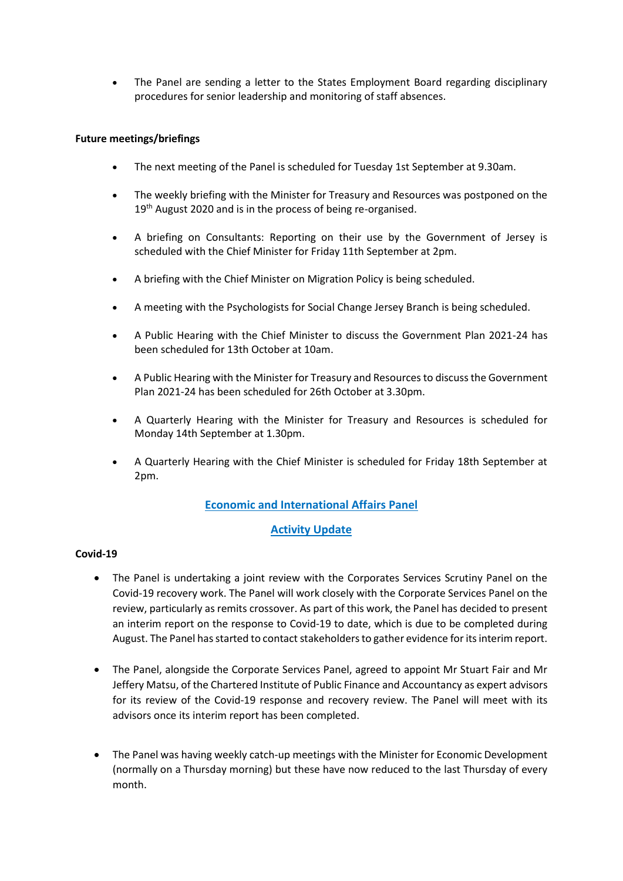- The Panel are sending a letter to the States Employment Board regarding disciplinary procedures for senior leadership and monitoring of staff absences.

**Future meetings/briefings**

- The next meeting of the Panel is scheduled for Tuesday 1st September at 9.30am.
- The weekly briefing with the Minister for Treasury and Resources was postponed on the 19th August 2020 and is in the process of being re-organised.
- A briefing on Consultants: Reporting on their use by the Government of Jersey is scheduled with the Chief Minister for Friday 11th September at 2pm.
- A briefing with the Chief Minister on Migration Policy is being scheduled.
- A meeting with the Psychologists for Social Change Jersey Branch is being scheduled.
- A Public Hearing with the Chief Minister to discuss the Government Plan 2021-24 has been scheduled for 13th October at 10am.
- A Public Hearing with the Minister for Treasury and Resources to discuss the Government Plan 2021-24 has been scheduled for 26th October at 3.30pm.
- A Quarterly Hearing with the Minister for Treasury and Resources is scheduled for Monday 14th September at 1.30pm.
- A Quarterly Hearing with the Chief Minister is scheduled for Friday 18th September at 2pm.

## Economic and International Affairs Panel

## Activity Update

**Covid-19**

- The Panel is undertaking a joint review with the Corporates Services Scrutiny Panel on the Covid-19 recovery work. The Panel will work closely with the Corporate Services Panel on the review, particularly as remits crossover. As part of this work, the Panel has decided to present an interim report on the response to Covid-19 to date, which is due to be completed during August. The Panel has started to contact stakeholders to gather evidence for its interim report.
- The Panel, alongside the Corporate Services Panel, agreed to appoint Mr Stuart Fair and Mr Jeffery Matsu, of the Chartered Institute of Public Finance and Accountancy as expert advisors for its review of the Covid-19 response and recovery review. The Panel will meet with its advisors once its interim report has been completed.
- The Panel was having weekly catch-up meetings with the Minister for Economic Development (normally on a Thursday morning) but these have now reduced to the last Thursday of every month.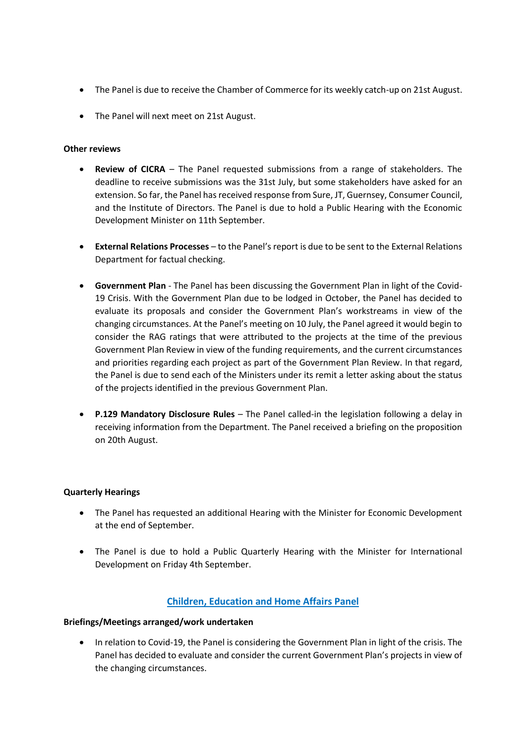- The Panel is due to receive the Chamber of Commerce for its weekly catch-up on 21st August.
- The Panel will next meet on 21st August.

**Other reviews**

- **Review of CICRA** – The Panel requested submissions from a range of stakeholders. The deadline to receive submissions was the 31st July, but some stakeholders have asked for an extension. So far, the Panel has received response from Sure, JT, Guernsey, Consumer Council, and the Institute of Directors. The Panel is due to hold a Public Hearing with the Economic Development Minister on 11th September.
- **External Relations Processes** – to the Panel's report is due to be sent to the External Relations Department for factual checking.
- **Government Plan** - The Panel has been discussing the Government Plan in light of the Covid-19 Crisis. With the Government Plan due to be lodged in October, the Panel has decided to evaluate its proposals and consider the Government Plan's workstreams in view of the changing circumstances. At the Panel's meeting on 10 July, the Panel agreed it would begin to consider the RAG ratings that were attributed to the projects at the time of the previous Government Plan Review in view of the funding requirements, and the current circumstances and priorities regarding each project as part of the Government Plan Review. In that regard, the Panel is due to send each of the Ministers under its remit a letter asking about the status of the projects identified in the previous Government Plan.
- **P.129 Mandatory Disclosure Rules** – The Panel called-in the legislation following a delay in receiving information from the Department. The Panel received a briefing on the proposition on 20th August.

**Quarterly Hearings**

- The Panel has requested an additional Hearing with the Minister for Economic Development at the end of September.
- The Panel is due to hold a Public Quarterly Hearing with the Minister for International Development on Friday 4th September.

## Children, Education and Home Affairs Panel

**Briefings/Meetings arranged/work undertaken**

- In relation to Covid-19, the Panel is considering the Government Plan in light of the crisis. The Panel has decided to evaluate and consider the current Government Plan's projects in view of the changing circumstances.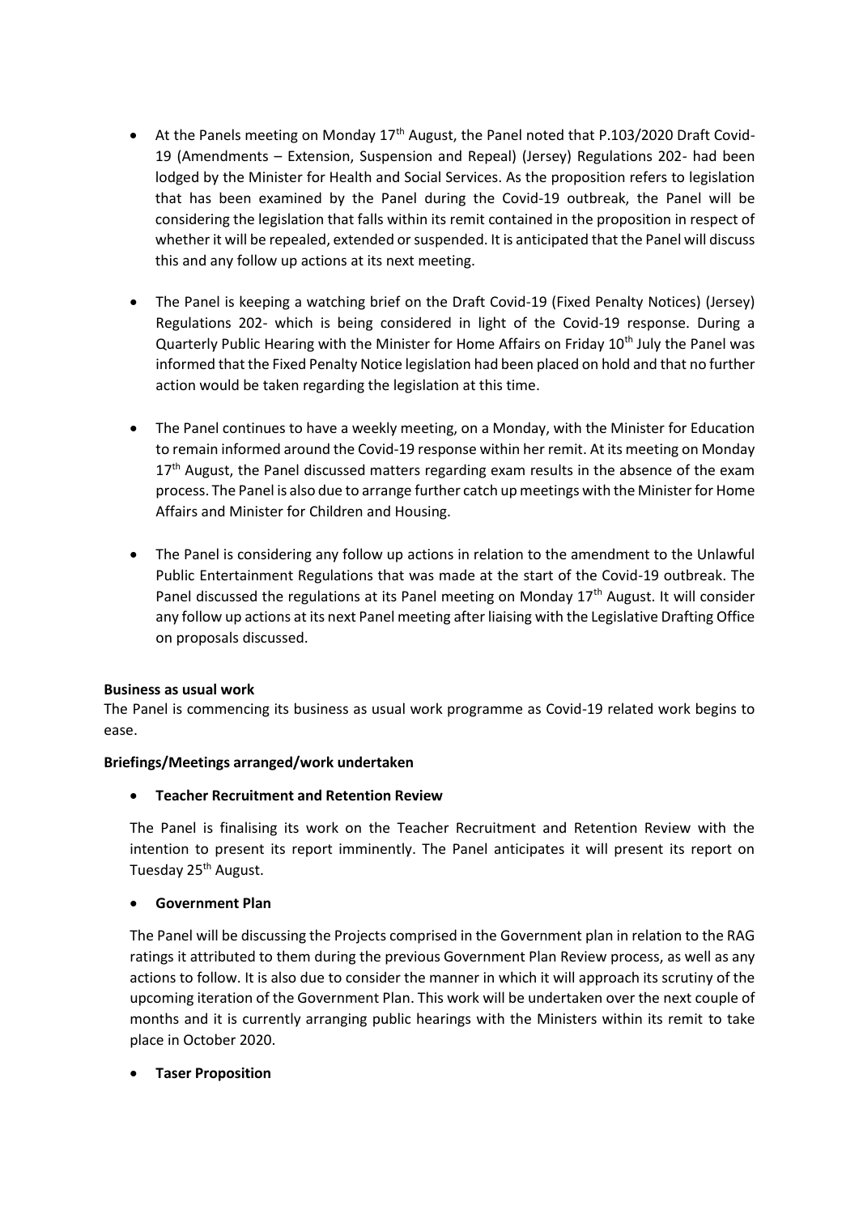- At the Panels meeting on Monday 17th August, the Panel noted that P.103/2020 Draft Covid-19 (Amendments – Extension, Suspension and Repeal) (Jersey) Regulations 202- had been lodged by the Minister for Health and Social Services. As the proposition refers to legislation that has been examined by the Panel during the Covid-19 outbreak, the Panel will be considering the legislation that falls within its remit contained in the proposition in respect of whether it will be repealed, extended or suspended. It is anticipated that the Panel will discuss this and any follow up actions at its next meeting.

- The Panel is keeping a watching brief on the Draft Covid-19 (Fixed Penalty Notices) (Jersey) Regulations 202- which is being considered in light of the Covid-19 response. During a Quarterly Public Hearing with the Minister for Home Affairs on Friday 10th July the Panel was informed that the Fixed Penalty Notice legislation had been placed on hold and that no further action would be taken regarding the legislation at this time.

- The Panel continues to have a weekly meeting, on a Monday, with the Minister for Education to remain informed around the Covid-19 response within her remit. At its meeting on Monday 17th August, the Panel discussed matters regarding exam results in the absence of the exam process. The Panel is also due to arrange further catch up meetings with the Minister for Home Affairs and Minister for Children and Housing.

- The Panel is considering any follow up actions in relation to the amendment to the Unlawful Public Entertainment Regulations that was made at the start of the Covid-19 outbreak. The Panel discussed the regulations at its Panel meeting on Monday 17th August. It will consider any follow up actions at its next Panel meeting after liaising with the Legislative Drafting Office on proposals discussed.

**Business as usual work**

The Panel is commencing its business as usual work programme as Covid-19 related work begins to ease.

**Briefings/Meetings arranged/work undertaken**

- **Teacher Recruitment and Retention Review**

  The Panel is finalising its work on the Teacher Recruitment and Retention Review with the intention to present its report imminently. The Panel anticipates it will present its report on Tuesday 25th August.

- **Government Plan**

  The Panel will be discussing the Projects comprised in the Government plan in relation to the RAG ratings it attributed to them during the previous Government Plan Review process, as well as any actions to follow. It is also due to consider the manner in which it will approach its scrutiny of the upcoming iteration of the Government Plan. This work will be undertaken over the next couple of months and it is currently arranging public hearings with the Ministers within its remit to take place in October 2020.

- **Taser Proposition**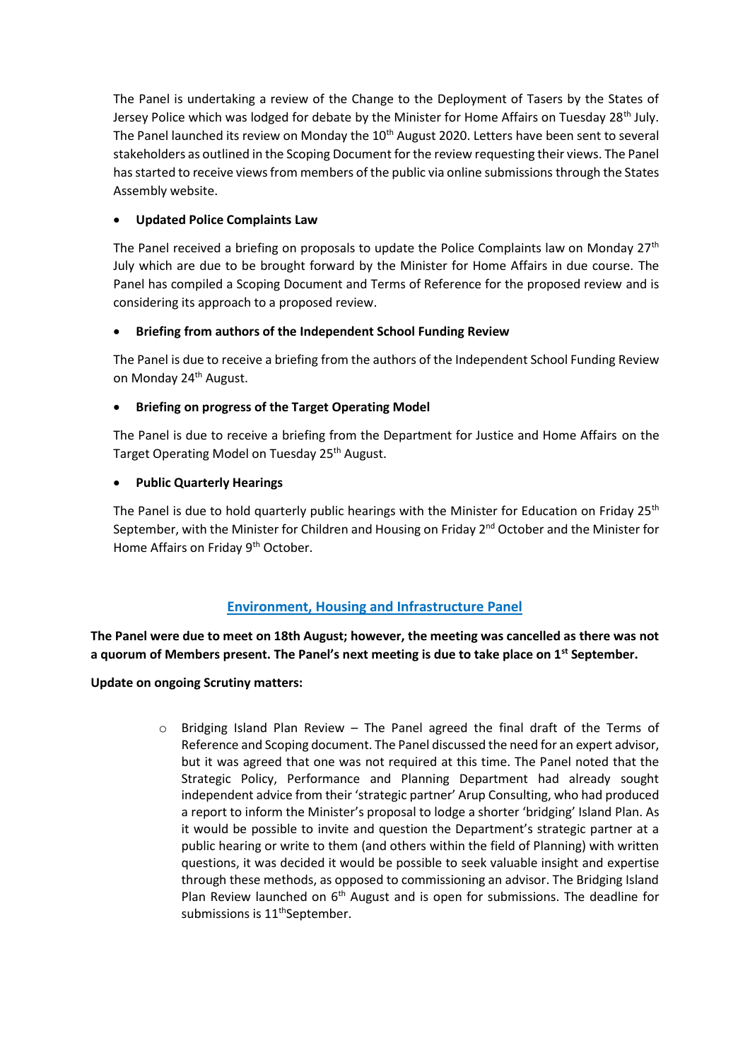The Panel is undertaking a review of the Change to the Deployment of Tasers by the States of Jersey Police which was lodged for debate by the Minister for Home Affairs on Tuesday 28th July. The Panel launched its review on Monday the 10th August 2020. Letters have been sent to several stakeholders as outlined in the Scoping Document for the review requesting their views. The Panel has started to receive views from members of the public via online submissions through the States Assembly website.

- **Updated Police Complaints Law**

The Panel received a briefing on proposals to update the Police Complaints law on Monday 27th July which are due to be brought forward by the Minister for Home Affairs in due course. The Panel has compiled a Scoping Document and Terms of Reference for the proposed review and is considering its approach to a proposed review.

- **Briefing from authors of the Independent School Funding Review**

The Panel is due to receive a briefing from the authors of the Independent School Funding Review on Monday 24th August.

- **Briefing on progress of the Target Operating Model**

The Panel is due to receive a briefing from the Department for Justice and Home Affairs on the Target Operating Model on Tuesday 25th August.

- **Public Quarterly Hearings**

The Panel is due to hold quarterly public hearings with the Minister for Education on Friday 25th September, with the Minister for Children and Housing on Friday 2nd October and the Minister for Home Affairs on Friday 9th October.

## Environment, Housing and Infrastructure Panel

**The Panel were due to meet on 18th August; however, the meeting was cancelled as there was not a quorum of Members present. The Panel's next meeting is due to take place on 1st September.**

**Update on ongoing Scrutiny matters:**

- Bridging Island Plan Review – The Panel agreed the final draft of the Terms of Reference and Scoping document. The Panel discussed the need for an expert advisor, but it was agreed that one was not required at this time. The Panel noted that the Strategic Policy, Performance and Planning Department had already sought independent advice from their 'strategic partner' Arup Consulting, who had produced a report to inform the Minister's proposal to lodge a shorter 'bridging' Island Plan. As it would be possible to invite and question the Department's strategic partner at a public hearing or write to them (and others within the field of Planning) with written questions, it was decided it would be possible to seek valuable insight and expertise through these methods, as opposed to commissioning an advisor. The Bridging Island Plan Review launched on 6th August and is open for submissions. The deadline for submissions is 11thSeptember.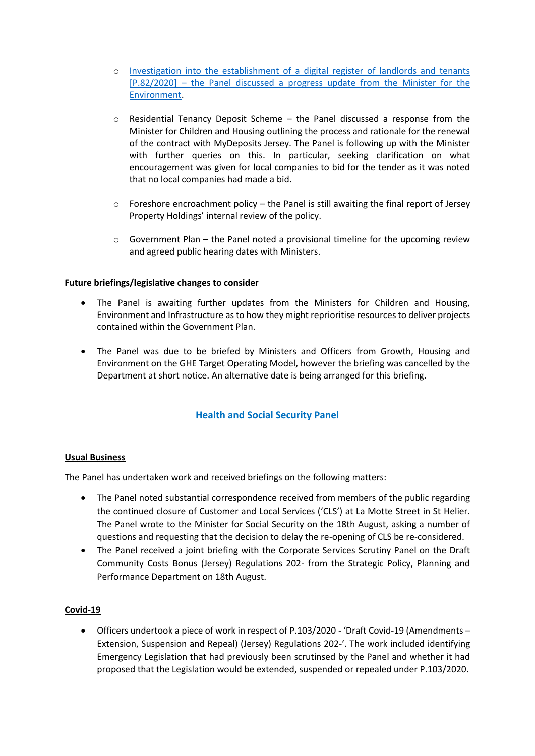- Investigation into the establishment of a digital register of landlords and tenants [P.82/2020] – the Panel discussed a progress update from the Minister for the Environment.

- Residential Tenancy Deposit Scheme – the Panel discussed a response from the Minister for Children and Housing outlining the process and rationale for the renewal of the contract with MyDeposits Jersey. The Panel is following up with the Minister with further queries on this. In particular, seeking clarification on what encouragement was given for local companies to bid for the tender as it was noted that no local companies had made a bid.

- Foreshore encroachment policy – the Panel is still awaiting the final report of Jersey Property Holdings' internal review of the policy.

- Government Plan – the Panel noted a provisional timeline for the upcoming review and agreed public hearing dates with Ministers.

**Future briefings/legislative changes to consider**

- The Panel is awaiting further updates from the Ministers for Children and Housing, Environment and Infrastructure as to how they might reprioritise resources to deliver projects contained within the Government Plan.

- The Panel was due to be briefed by Ministers and Officers from Growth, Housing and Environment on the GHE Target Operating Model, however the briefing was cancelled by the Department at short notice. An alternative date is being arranged for this briefing.

## Health and Social Security Panel

**Usual Business**

The Panel has undertaken work and received briefings on the following matters:

- The Panel noted substantial correspondence received from members of the public regarding the continued closure of Customer and Local Services ('CLS') at La Motte Street in St Helier. The Panel wrote to the Minister for Social Security on the 18th August, asking a number of questions and requesting that the decision to delay the re-opening of CLS be re-considered.
- The Panel received a joint briefing with the Corporate Services Scrutiny Panel on the Draft Community Costs Bonus (Jersey) Regulations 202- from the Strategic Policy, Planning and Performance Department on 18th August.

**Covid-19**

- Officers undertook a piece of work in respect of P.103/2020 - 'Draft Covid-19 (Amendments – Extension, Suspension and Repeal) (Jersey) Regulations 202-'. The work included identifying Emergency Legislation that had previously been scrutinised by the Panel and whether it had proposed that the Legislation would be extended, suspended or repealed under P.103/2020.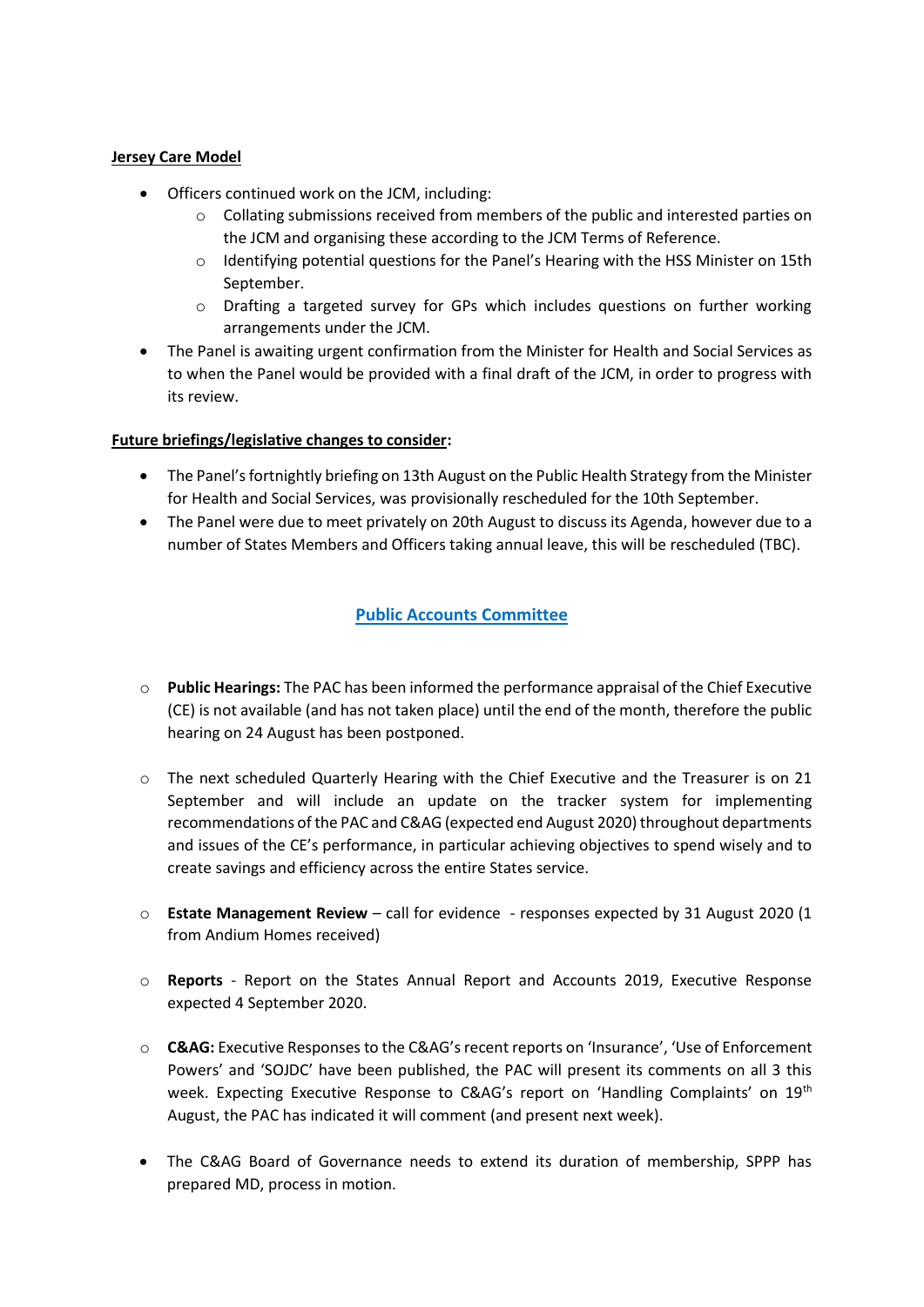**Jersey Care Model**

- Officers continued work on the JCM, including:
    - Collating submissions received from members of the public and interested parties on the JCM and organising these according to the JCM Terms of Reference.
    - Identifying potential questions for the Panel's Hearing with the HSS Minister on 15th September.
    - Drafting a targeted survey for GPs which includes questions on further working arrangements under the JCM.
- The Panel is awaiting urgent confirmation from the Minister for Health and Social Services as to when the Panel would be provided with a final draft of the JCM, in order to progress with its review.

**Future briefings/legislative changes to consider:**

- The Panel's fortnightly briefing on 13th August on the Public Health Strategy from the Minister for Health and Social Services, was provisionally rescheduled for the 10th September.
- The Panel were due to meet privately on 20th August to discuss its Agenda, however due to a number of States Members and Officers taking annual leave, this will be rescheduled (TBC).

## Public Accounts Committee

- **Public Hearings:** The PAC has been informed the performance appraisal of the Chief Executive (CE) is not available (and has not taken place) until the end of the month, therefore the public hearing on 24 August has been postponed.

- The next scheduled Quarterly Hearing with the Chief Executive and the Treasurer is on 21 September and will include an update on the tracker system for implementing recommendations of the PAC and C&AG (expected end August 2020) throughout departments and issues of the CE's performance, in particular achieving objectives to spend wisely and to create savings and efficiency across the entire States service.

- **Estate Management Review** – call for evidence - responses expected by 31 August 2020 (1 from Andium Homes received)

- **Reports** - Report on the States Annual Report and Accounts 2019, Executive Response expected 4 September 2020.

- **C&AG:** Executive Responses to the C&AG's recent reports on 'Insurance', 'Use of Enforcement Powers' and 'SOJDC' have been published, the PAC will present its comments on all 3 this week. Expecting Executive Response to C&AG's report on 'Handling Complaints' on 19th August, the PAC has indicated it will comment (and present next week).

- The C&AG Board of Governance needs to extend its duration of membership, SPPP has prepared MD, process in motion.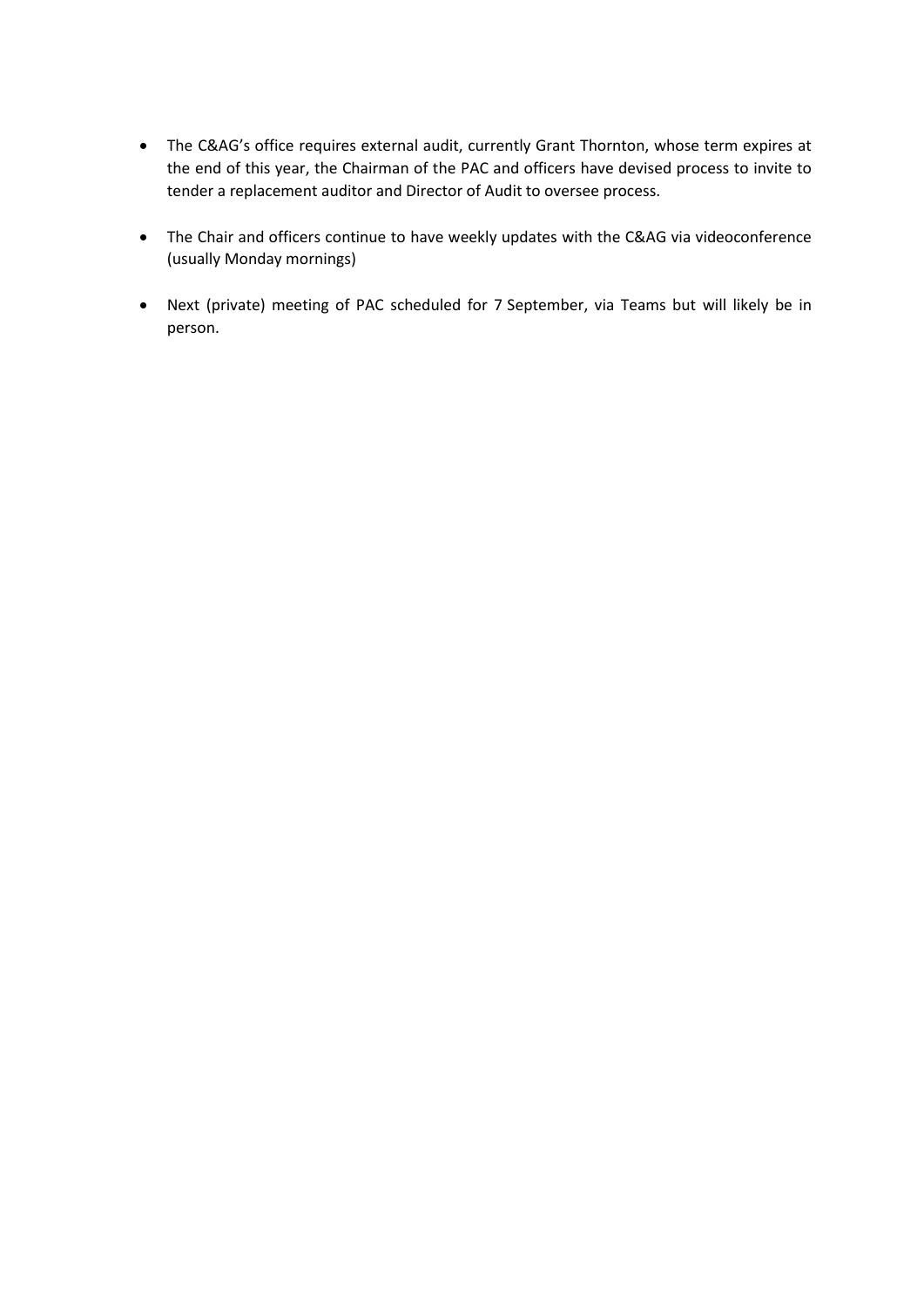- The C&AG's office requires external audit, currently Grant Thornton, whose term expires at the end of this year, the Chairman of the PAC and officers have devised process to invite to tender a replacement auditor and Director of Audit to oversee process.

- The Chair and officers continue to have weekly updates with the C&AG via videoconference (usually Monday mornings)

- Next (private) meeting of PAC scheduled for 7 September, via Teams but will likely be in person.